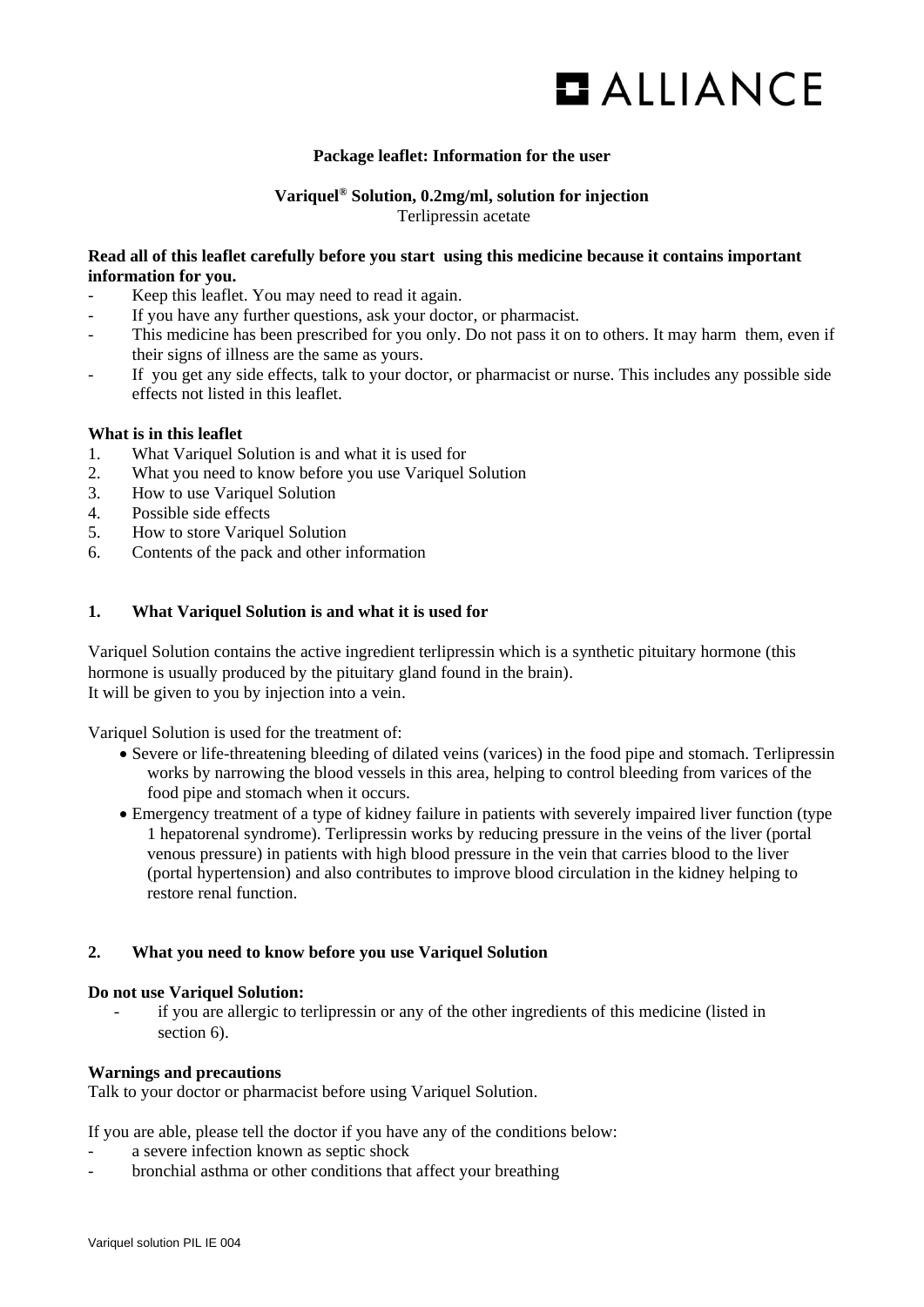ALLIANCE

**Package leaflet: Information for the user**

**Variquel® Solution, 0.2mg/ml, solution for injection**
Terlipressin acetate

**Read all of this leaflet carefully before you start using this medicine because it contains important information for you.**

- Keep this leaflet. You may need to read it again.
- If you have any further questions, ask your doctor, or pharmacist.
- This medicine has been prescribed for you only. Do not pass it on to others. It may harm them, even if their signs of illness are the same as yours.
- If you get any side effects, talk to your doctor, or pharmacist or nurse. This includes any possible side effects not listed in this leaflet.

**What is in this leaflet**

1. What Variquel Solution is and what it is used for
2. What you need to know before you use Variquel Solution
3. How to use Variquel Solution
4. Possible side effects
5. How to store Variquel Solution
6. Contents of the pack and other information

## 1. What Variquel Solution is and what it is used for

Variquel Solution contains the active ingredient terlipressin which is a synthetic pituitary hormone (this hormone is usually produced by the pituitary gland found in the brain).
It will be given to you by injection into a vein.

Variquel Solution is used for the treatment of:

- Severe or life-threatening bleeding of dilated veins (varices) in the food pipe and stomach. Terlipressin works by narrowing the blood vessels in this area, helping to control bleeding from varices of the food pipe and stomach when it occurs.
- Emergency treatment of a type of kidney failure in patients with severely impaired liver function (type 1 hepatorenal syndrome). Terlipressin works by reducing pressure in the veins of the liver (portal venous pressure) in patients with high blood pressure in the vein that carries blood to the liver (portal hypertension) and also contributes to improve blood circulation in the kidney helping to restore renal function.

## 2. What you need to know before you use Variquel Solution

**Do not use Variquel Solution:**

- if you are allergic to terlipressin or any of the other ingredients of this medicine (listed in section 6).

**Warnings and precautions**
Talk to your doctor or pharmacist before using Variquel Solution.

If you are able, please tell the doctor if you have any of the conditions below:

- a severe infection known as septic shock
- bronchial asthma or other conditions that affect your breathing

Variquel solution PIL IE 004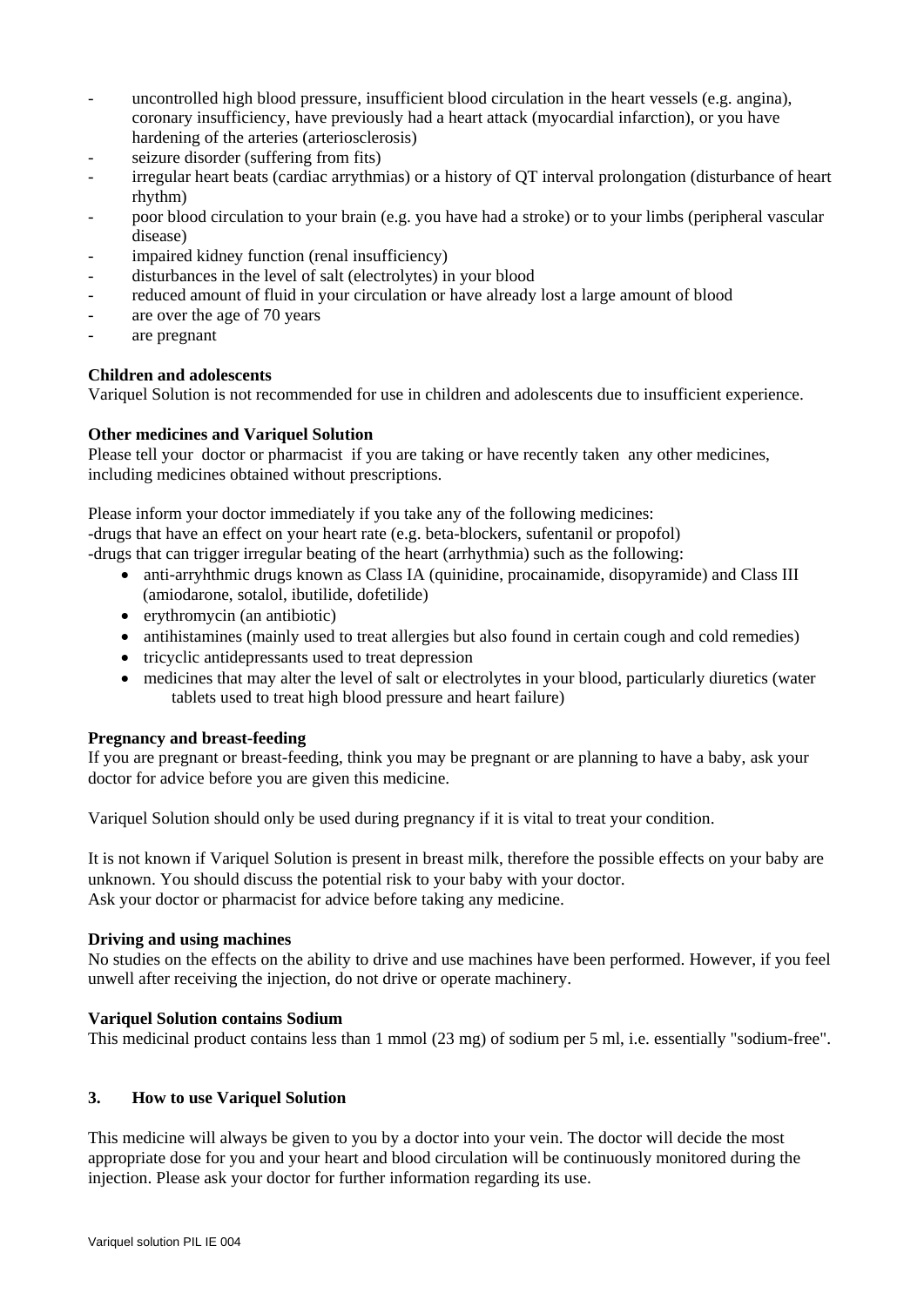- uncontrolled high blood pressure, insufficient blood circulation in the heart vessels (e.g. angina), coronary insufficiency, have previously had a heart attack (myocardial infarction), or you have hardening of the arteries (arteriosclerosis)
- seizure disorder (suffering from fits)
- irregular heart beats (cardiac arrythmias) or a history of QT interval prolongation (disturbance of heart rhythm)
- poor blood circulation to your brain (e.g. you have had a stroke) or to your limbs (peripheral vascular disease)
- impaired kidney function (renal insufficiency)
- disturbances in the level of salt (electrolytes) in your blood
- reduced amount of fluid in your circulation or have already lost a large amount of blood
- are over the age of 70 years
- are pregnant

**Children and adolescents**

Variquel Solution is not recommended for use in children and adolescents due to insufficient experience.

**Other medicines and Variquel Solution**

Please tell your doctor or pharmacist if you are taking or have recently taken any other medicines, including medicines obtained without prescriptions.

Please inform your doctor immediately if you take any of the following medicines:

-drugs that have an effect on your heart rate (e.g. beta-blockers, sufentanil or propofol)

-drugs that can trigger irregular beating of the heart (arrhythmia) such as the following:

- anti-arryhthmic drugs known as Class IA (quinidine, procainamide, disopyramide) and Class III (amiodarone, sotalol, ibutilide, dofetilide)
- erythromycin (an antibiotic)
- antihistamines (mainly used to treat allergies but also found in certain cough and cold remedies)
- tricyclic antidepressants used to treat depression
- medicines that may alter the level of salt or electrolytes in your blood, particularly diuretics (water tablets used to treat high blood pressure and heart failure)

**Pregnancy and breast-feeding**

If you are pregnant or breast-feeding, think you may be pregnant or are planning to have a baby, ask your doctor for advice before you are given this medicine.

Variquel Solution should only be used during pregnancy if it is vital to treat your condition.

It is not known if Variquel Solution is present in breast milk, therefore the possible effects on your baby are unknown. You should discuss the potential risk to your baby with your doctor.
Ask your doctor or pharmacist for advice before taking any medicine.

**Driving and using machines**

No studies on the effects on the ability to drive and use machines have been performed. However, if you feel unwell after receiving the injection, do not drive or operate machinery.

**Variquel Solution contains Sodium**

This medicinal product contains less than 1 mmol (23 mg) of sodium per 5 ml, i.e. essentially "sodium-free".

## 3. How to use Variquel Solution

This medicine will always be given to you by a doctor into your vein. The doctor will decide the most appropriate dose for you and your heart and blood circulation will be continuously monitored during the injection. Please ask your doctor for further information regarding its use.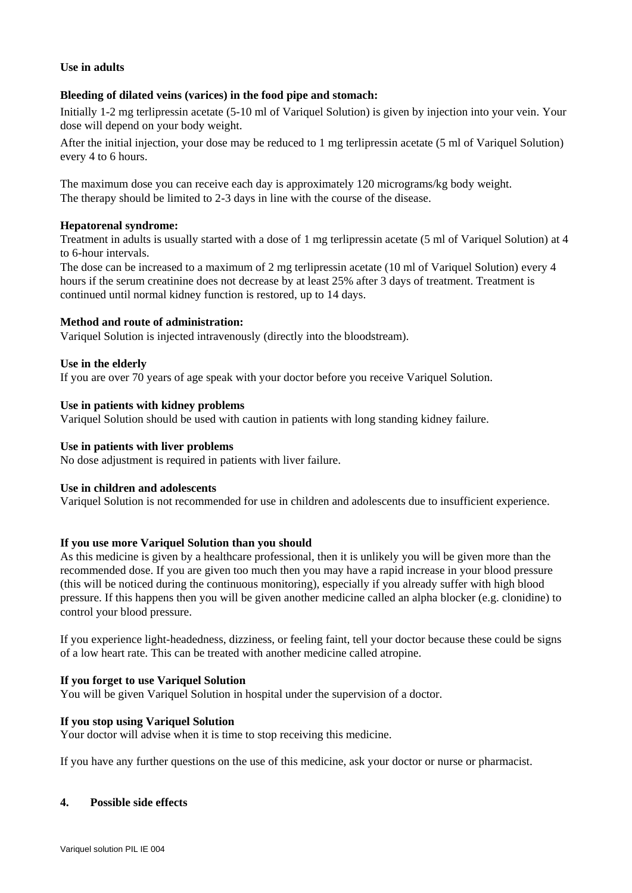**Use in adults**

**Bleeding of dilated veins (varices) in the food pipe and stomach:**

Initially 1-2 mg terlipressin acetate (5-10 ml of Variquel Solution) is given by injection into your vein. Your dose will depend on your body weight.

After the initial injection, your dose may be reduced to 1 mg terlipressin acetate (5 ml of Variquel Solution) every 4 to 6 hours.

The maximum dose you can receive each day is approximately 120 micrograms/kg body weight.
The therapy should be limited to 2-3 days in line with the course of the disease.

**Hepatorenal syndrome:**

Treatment in adults is usually started with a dose of 1 mg terlipressin acetate (5 ml of Variquel Solution) at 4 to 6-hour intervals.
The dose can be increased to a maximum of 2 mg terlipressin acetate (10 ml of Variquel Solution) every 4 hours if the serum creatinine does not decrease by at least 25% after 3 days of treatment. Treatment is continued until normal kidney function is restored, up to 14 days.

**Method and route of administration:**

Variquel Solution is injected intravenously (directly into the bloodstream).

**Use in the elderly**

If you are over 70 years of age speak with your doctor before you receive Variquel Solution.

**Use in patients with kidney problems**

Variquel Solution should be used with caution in patients with long standing kidney failure.

**Use in patients with liver problems**

No dose adjustment is required in patients with liver failure.

**Use in children and adolescents**

Variquel Solution is not recommended for use in children and adolescents due to insufficient experience.

**If you use more Variquel Solution than you should**

As this medicine is given by a healthcare professional, then it is unlikely you will be given more than the recommended dose. If you are given too much then you may have a rapid increase in your blood pressure (this will be noticed during the continuous monitoring), especially if you already suffer with high blood pressure. If this happens then you will be given another medicine called an alpha blocker (e.g. clonidine) to control your blood pressure.

If you experience light-headedness, dizziness, or feeling faint, tell your doctor because these could be signs of a low heart rate. This can be treated with another medicine called atropine.

**If you forget to use Variquel Solution**

You will be given Variquel Solution in hospital under the supervision of a doctor.

**If you stop using Variquel Solution**

Your doctor will advise when it is time to stop receiving this medicine.

If you have any further questions on the use of this medicine, ask your doctor or nurse or pharmacist.

## 4. Possible side effects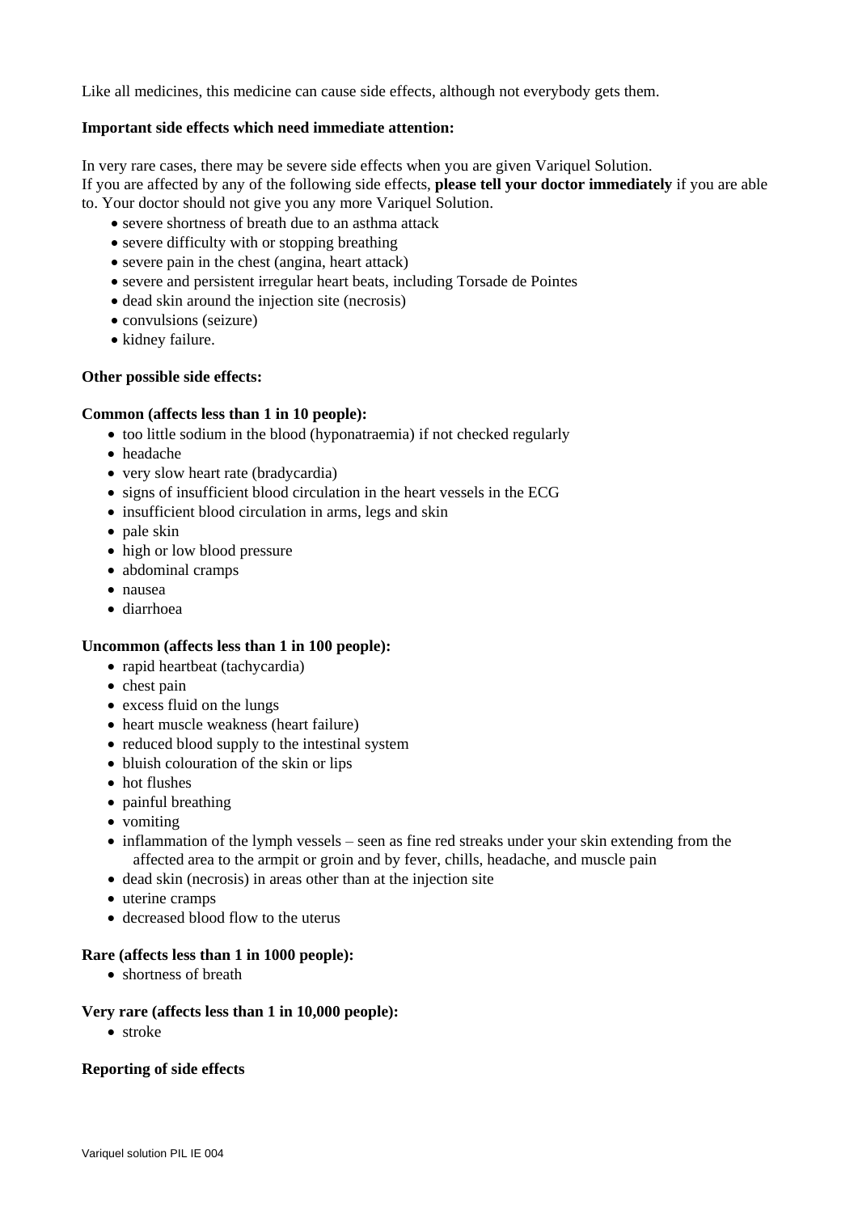Like all medicines, this medicine can cause side effects, although not everybody gets them.

**Important side effects which need immediate attention:**

In very rare cases, there may be severe side effects when you are given Variquel Solution.
If you are affected by any of the following side effects, **please tell your doctor immediately** if you are able to. Your doctor should not give you any more Variquel Solution.

- severe shortness of breath due to an asthma attack
- severe difficulty with or stopping breathing
- severe pain in the chest (angina, heart attack)
- severe and persistent irregular heart beats, including Torsade de Pointes
- dead skin around the injection site (necrosis)
- convulsions (seizure)
- kidney failure.

**Other possible side effects:**

**Common (affects less than 1 in 10 people):**

- too little sodium in the blood (hyponatraemia) if not checked regularly
- headache
- very slow heart rate (bradycardia)
- signs of insufficient blood circulation in the heart vessels in the ECG
- insufficient blood circulation in arms, legs and skin
- pale skin
- high or low blood pressure
- abdominal cramps
- nausea
- diarrhoea

**Uncommon (affects less than 1 in 100 people):**

- rapid heartbeat (tachycardia)
- chest pain
- excess fluid on the lungs
- heart muscle weakness (heart failure)
- reduced blood supply to the intestinal system
- bluish colouration of the skin or lips
- hot flushes
- painful breathing
- vomiting
- inflammation of the lymph vessels – seen as fine red streaks under your skin extending from the affected area to the armpit or groin and by fever, chills, headache, and muscle pain
- dead skin (necrosis) in areas other than at the injection site
- uterine cramps
- decreased blood flow to the uterus

**Rare (affects less than 1 in 1000 people):**

- shortness of breath

**Very rare (affects less than 1 in 10,000 people):**

- stroke

**Reporting of side effects**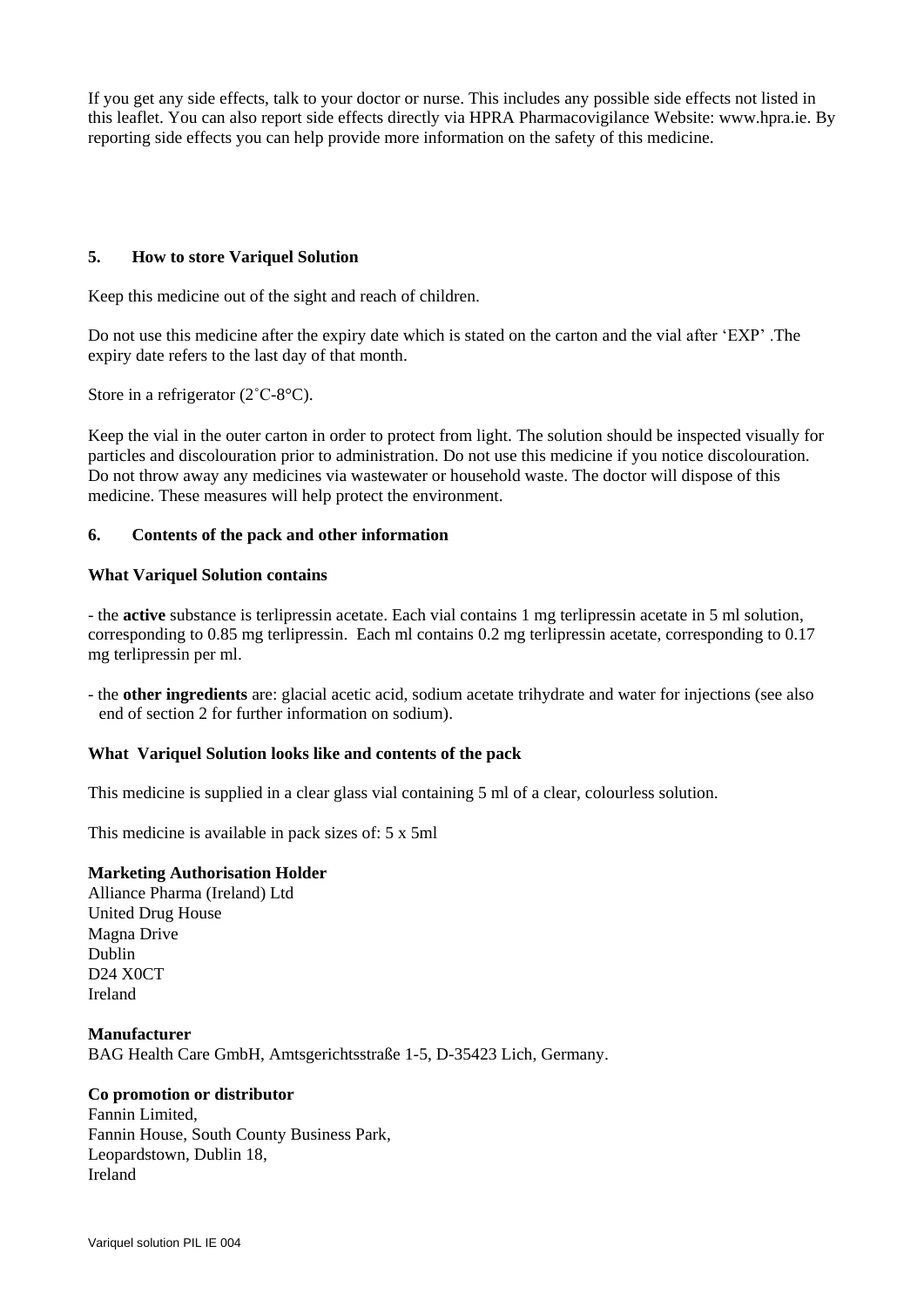If you get any side effects, talk to your doctor or nurse. This includes any possible side effects not listed in this leaflet. You can also report side effects directly via HPRA Pharmacovigilance Website: www.hpra.ie. By reporting side effects you can help provide more information on the safety of this medicine.

## 5. How to store Variquel Solution

Keep this medicine out of the sight and reach of children.

Do not use this medicine after the expiry date which is stated on the carton and the vial after 'EXP' .The expiry date refers to the last day of that month.

Store in a refrigerator (2˚C-8°C).

Keep the vial in the outer carton in order to protect from light. The solution should be inspected visually for particles and discolouration prior to administration. Do not use this medicine if you notice discolouration. Do not throw away any medicines via wastewater or household waste. The doctor will dispose of this medicine. These measures will help protect the environment.

## 6. Contents of the pack and other information

### What Variquel Solution contains

- the **active** substance is terlipressin acetate. Each vial contains 1 mg terlipressin acetate in 5 ml solution, corresponding to 0.85 mg terlipressin. Each ml contains 0.2 mg terlipressin acetate, corresponding to 0.17 mg terlipressin per ml.

- the **other ingredients** are: glacial acetic acid, sodium acetate trihydrate and water for injections (see also end of section 2 for further information on sodium).

### What Variquel Solution looks like and contents of the pack

This medicine is supplied in a clear glass vial containing 5 ml of a clear, colourless solution.

This medicine is available in pack sizes of: 5 x 5ml

**Marketing Authorisation Holder**
Alliance Pharma (Ireland) Ltd
United Drug House
Magna Drive
Dublin
D24 X0CT
Ireland

**Manufacturer**
BAG Health Care GmbH, Amtsgerichtsstraße 1-5, D-35423 Lich, Germany.

**Co promotion or distributor**
Fannin Limited,
Fannin House, South County Business Park,
Leopardstown, Dublin 18,
Ireland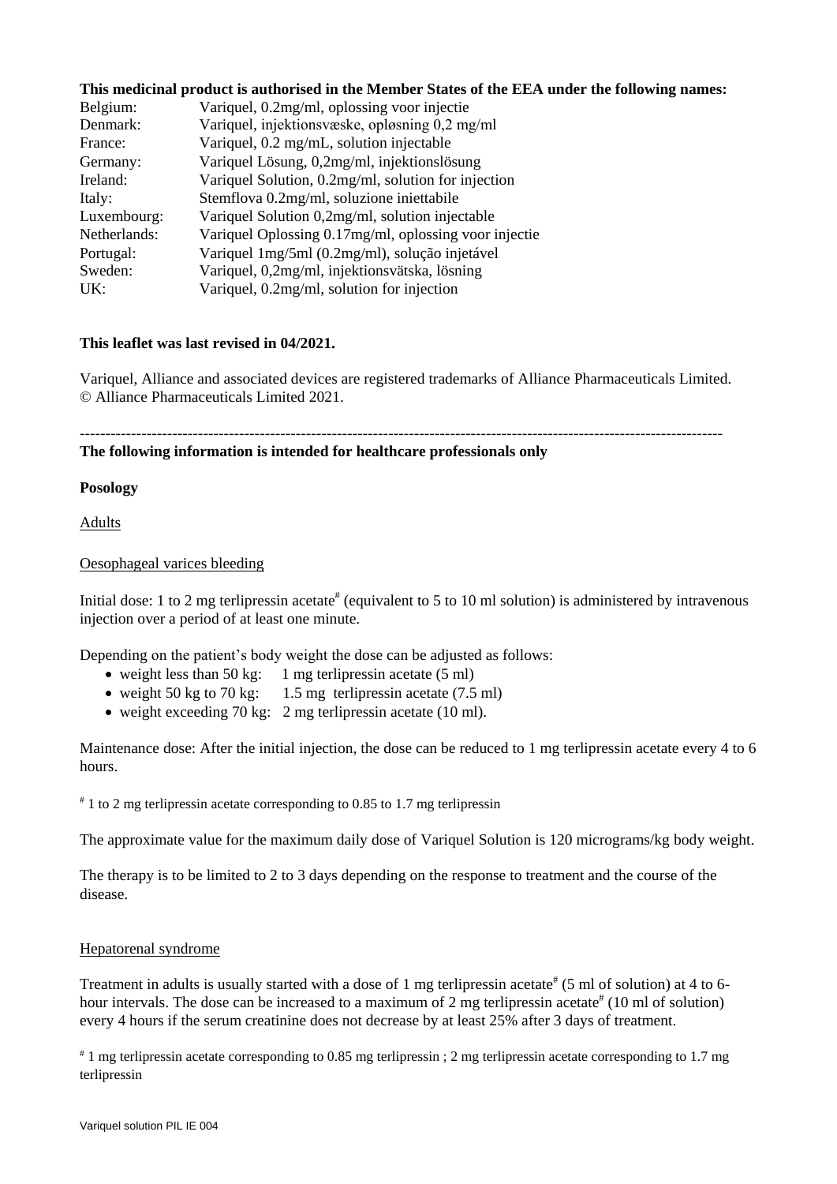**This medicinal product is authorised in the Member States of the EEA under the following names:**

| | |
|---|---|
| Belgium: | Variquel, 0.2mg/ml, oplossing voor injectie |
| Denmark: | Variquel, injektionsvæske, opløsning 0,2 mg/ml |
| France: | Variquel, 0.2 mg/mL, solution injectable |
| Germany: | Variquel Lösung, 0,2mg/ml, injektionslösung |
| Ireland: | Variquel Solution, 0.2mg/ml, solution for injection |
| Italy: | Stemflova 0.2mg/ml, soluzione iniettabile |
| Luxembourg: | Variquel Solution 0,2mg/ml, solution injectable |
| Netherlands: | Variquel Oplossing 0.17mg/ml, oplossing voor injectie |
| Portugal: | Variquel 1mg/5ml (0.2mg/ml), solução injetável |
| Sweden: | Variquel, 0,2mg/ml, injektionsvätska, lösning |
| UK: | Variquel, 0.2mg/ml, solution for injection |

**This leaflet was last revised in 04/2021.**

Variquel, Alliance and associated devices are registered trademarks of Alliance Pharmaceuticals Limited.
© Alliance Pharmaceuticals Limited 2021.

---

**The following information is intended for healthcare professionals only**

**Posology**

Adults

Oesophageal varices bleeding

Initial dose: 1 to 2 mg terlipressin acetate[#] (equivalent to 5 to 10 ml solution) is administered by intravenous injection over a period of at least one minute.

Depending on the patient's body weight the dose can be adjusted as follows:

- weight less than 50 kg: 1 mg terlipressin acetate (5 ml)
- weight 50 kg to 70 kg: 1.5 mg terlipressin acetate (7.5 ml)
- weight exceeding 70 kg: 2 mg terlipressin acetate (10 ml).

Maintenance dose: After the initial injection, the dose can be reduced to 1 mg terlipressin acetate every 4 to 6 hours.

[#] 1 to 2 mg terlipressin acetate corresponding to 0.85 to 1.7 mg terlipressin

The approximate value for the maximum daily dose of Variquel Solution is 120 micrograms/kg body weight.

The therapy is to be limited to 2 to 3 days depending on the response to treatment and the course of the disease.

Hepatorenal syndrome

Treatment in adults is usually started with a dose of 1 mg terlipressin acetate[#] (5 ml of solution) at 4 to 6-hour intervals. The dose can be increased to a maximum of 2 mg terlipressin acetate[#] (10 ml of solution) every 4 hours if the serum creatinine does not decrease by at least 25% after 3 days of treatment.

[#] 1 mg terlipressin acetate corresponding to 0.85 mg terlipressin ; 2 mg terlipressin acetate corresponding to 1.7 mg terlipressin

Variquel solution PIL IE 004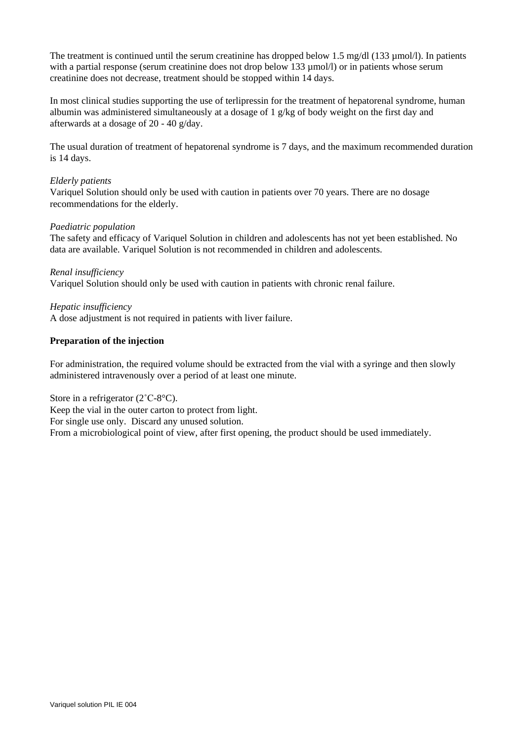The treatment is continued until the serum creatinine has dropped below 1.5 mg/dl (133 µmol/l). In patients with a partial response (serum creatinine does not drop below 133 µmol/l) or in patients whose serum creatinine does not decrease, treatment should be stopped within 14 days.

In most clinical studies supporting the use of terlipressin for the treatment of hepatorenal syndrome, human albumin was administered simultaneously at a dosage of 1 g/kg of body weight on the first day and afterwards at a dosage of 20 - 40 g/day.

The usual duration of treatment of hepatorenal syndrome is 7 days, and the maximum recommended duration is 14 days.

*Elderly patients*
Variquel Solution should only be used with caution in patients over 70 years. There are no dosage recommendations for the elderly.

*Paediatric population*
The safety and efficacy of Variquel Solution in children and adolescents has not yet been established. No data are available. Variquel Solution is not recommended in children and adolescents.

*Renal insufficiency*
Variquel Solution should only be used with caution in patients with chronic renal failure.

*Hepatic insufficiency*
A dose adjustment is not required in patients with liver failure.

**Preparation of the injection**

For administration, the required volume should be extracted from the vial with a syringe and then slowly administered intravenously over a period of at least one minute.

Store in a refrigerator (2˚C-8°C).
Keep the vial in the outer carton to protect from light.
For single use only. Discard any unused solution.
From a microbiological point of view, after first opening, the product should be used immediately.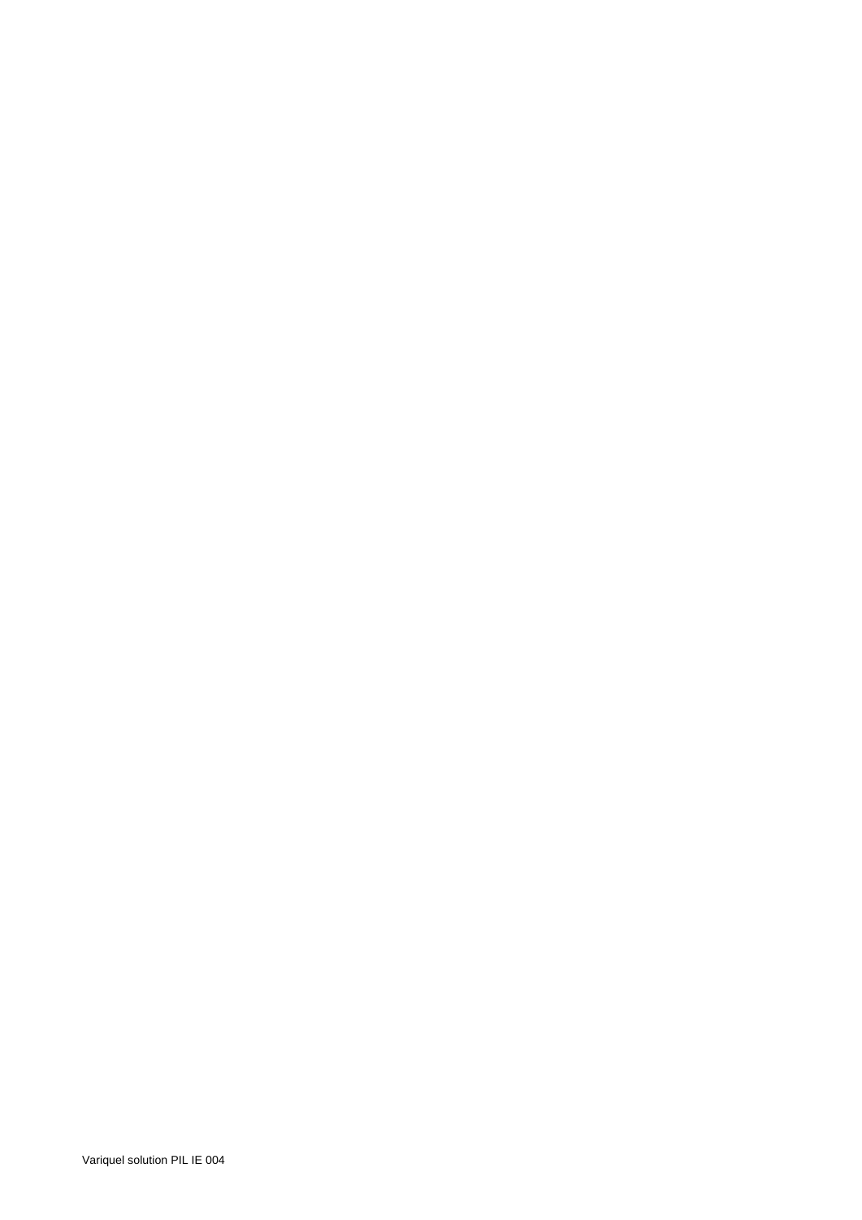Variquel solution PIL IE 004